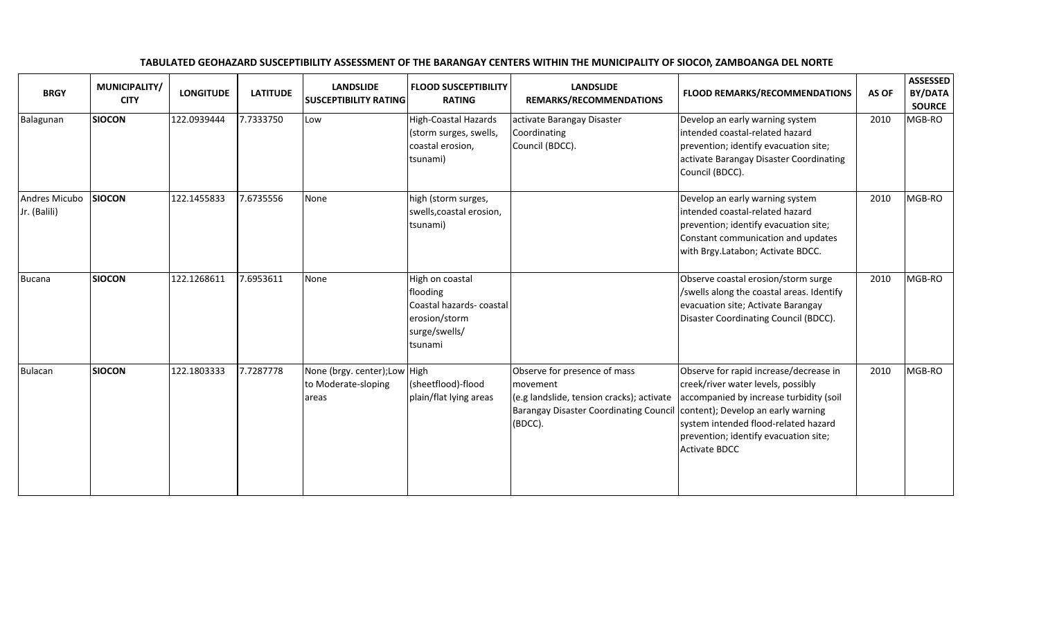**TABULATED GEOHAZARD SUSCEPTIBILITY ASSESSMENT OF THE BARANGAY CENTERS WITHIN THE MUNICIPALITY OF SIOCON, ZAMBOANGA DEL NORTE**

| BRGY | MUNICIPALITY/ CITY | LONGITUDE | LATITUDE | LANDSLIDE SUSCEPTIBILITY RATING | FLOOD SUSCEPTIBILITY RATING | LANDSLIDE REMARKS/RECOMMENDATIONS | FLOOD REMARKS/RECOMMENDATIONS | AS OF | ASSESSED BY/DATA SOURCE |
|---|---|---|---|---|---|---|---|---|---|
| Balagunan | **SIOCON** | 122.0939444 | 7.7333750 | Low | High-Coastal Hazards (storm surges, swells, coastal erosion, tsunami) | activate Barangay Disaster Coordinating Council (BDCC). | Develop an early warning system intended coastal-related hazard prevention; identify evacuation site; activate Barangay Disaster Coordinating Council (BDCC). | 2010 | MGB-RO |
| Andres Micubo Jr. (Balili) | **SIOCON** | 122.1455833 | 7.6735556 | None | high (storm surges, swells,coastal erosion, tsunami) | | Develop an early warning system intended coastal-related hazard prevention; identify evacuation site; Constant communication and updates with Brgy.Latabon; Activate BDCC. | 2010 | MGB-RO |
| Bucana | **SIOCON** | 122.1268611 | 7.6953611 | None | High on coastal flooding Coastal hazards- coastal erosion/storm surge/swells/ tsunami | | Observe coastal erosion/storm surge /swells along the coastal areas. Identify evacuation site; Activate Barangay Disaster Coordinating Council (BDCC). | 2010 | MGB-RO |
| Bulacan | **SIOCON** | 122.1803333 | 7.7287778 | None (brgy. center);Low to Moderate-sloping areas | High (sheetflood)-flood plain/flat lying areas | Observe for presence of mass movement (e.g landslide, tension cracks); activate Barangay Disaster Coordinating Council (BDCC). | Observe for rapid increase/decrease in creek/river water levels, possibly accompanied by increase turbidity (soil content); Develop an early warning system intended flood-related hazard prevention; identify evacuation site; Activate BDCC | 2010 | MGB-RO |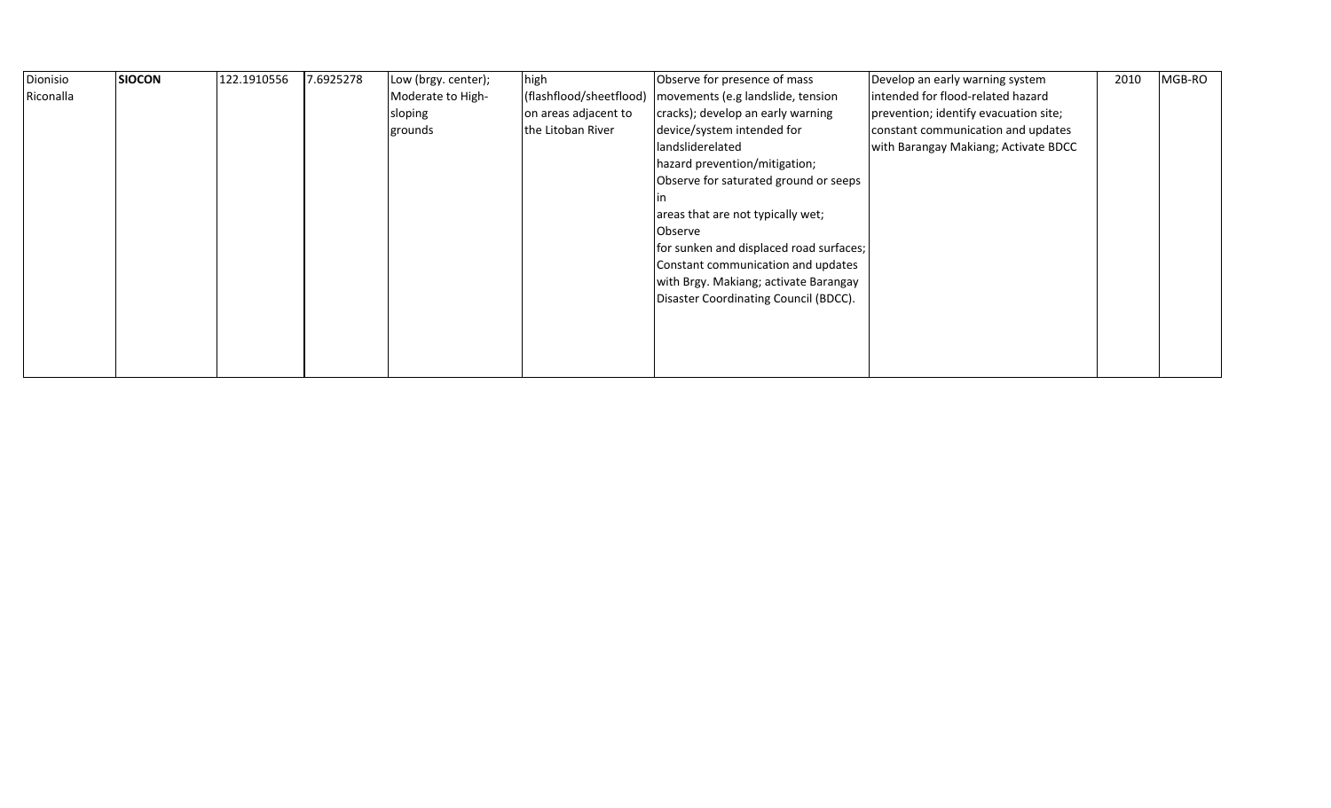| | | | | | | | | | |
|---|---|---|---|---|---|---|---|---|---|
| Dionisio Riconalla | **SIOCON** | 122.1910556 | 7.6925278 | Low (brgy. center); Moderate to High-sloping grounds | high (flashflood/sheetflood) on areas adjacent to the Litoban River | Observe for presence of mass movements (e.g landslide, tension cracks); develop an early warning device/system intended for landsliderelated hazard prevention/mitigation; Observe for saturated ground or seeps in areas that are not typically wet; Observe for sunken and displaced road surfaces; Constant communication and updates with Brgy. Makiang; activate Barangay Disaster Coordinating Council (BDCC). | Develop an early warning system intended for flood-related hazard prevention; identify evacuation site; constant communication and updates with Barangay Makiang; Activate BDCC | 2010 | MGB-RO |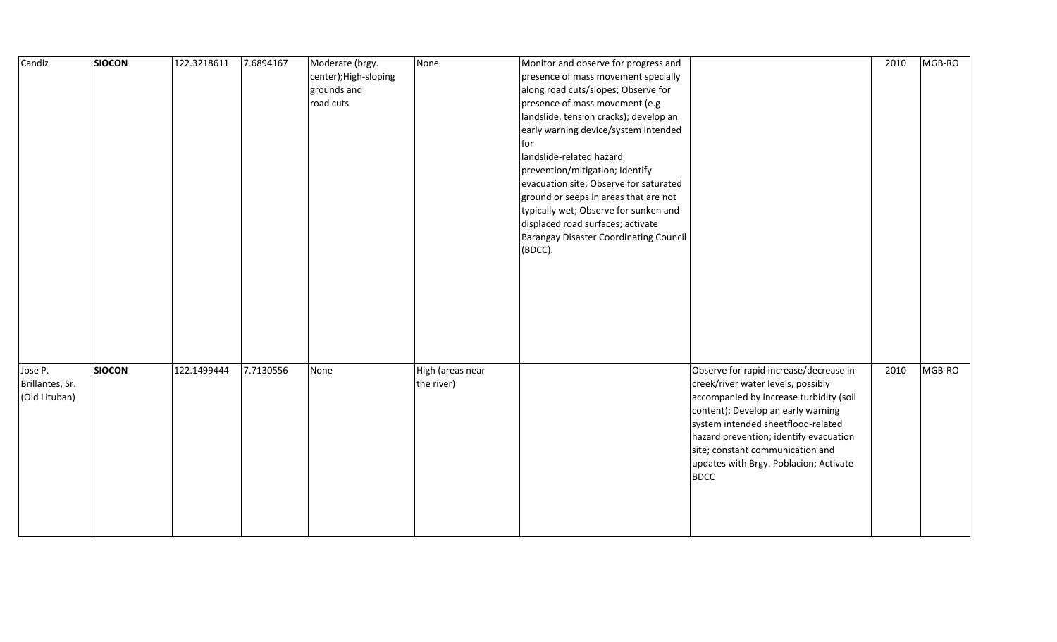| | | | | | | | | | |
|---|---|---|---|---|---|---|---|---|---|
| Candiz | **SIOCON** | 122.3218611 | 7.6894167 | Moderate (brgy. center);High-sloping grounds and road cuts | None | Monitor and observe for progress and presence of mass movement specially along road cuts/slopes; Observe for presence of mass movement (e.g landslide, tension cracks); develop an early warning device/system intended for landslide-related hazard prevention/mitigation; Identify evacuation site; Observe for saturated ground or seeps in areas that are not typically wet; Observe for sunken and displaced road surfaces; activate Barangay Disaster Coordinating Council (BDCC). | | 2010 | MGB-RO |
| Jose P. Brillantes, Sr. (Old Lituban) | **SIOCON** | 122.1499444 | 7.7130556 | None | High (areas near the river) | | Observe for rapid increase/decrease in creek/river water levels, possibly accompanied by increase turbidity (soil content); Develop an early warning system intended sheetflood-related hazard prevention; identify evacuation site; constant communication and updates with Brgy. Poblacion; Activate BDCC | 2010 | MGB-RO |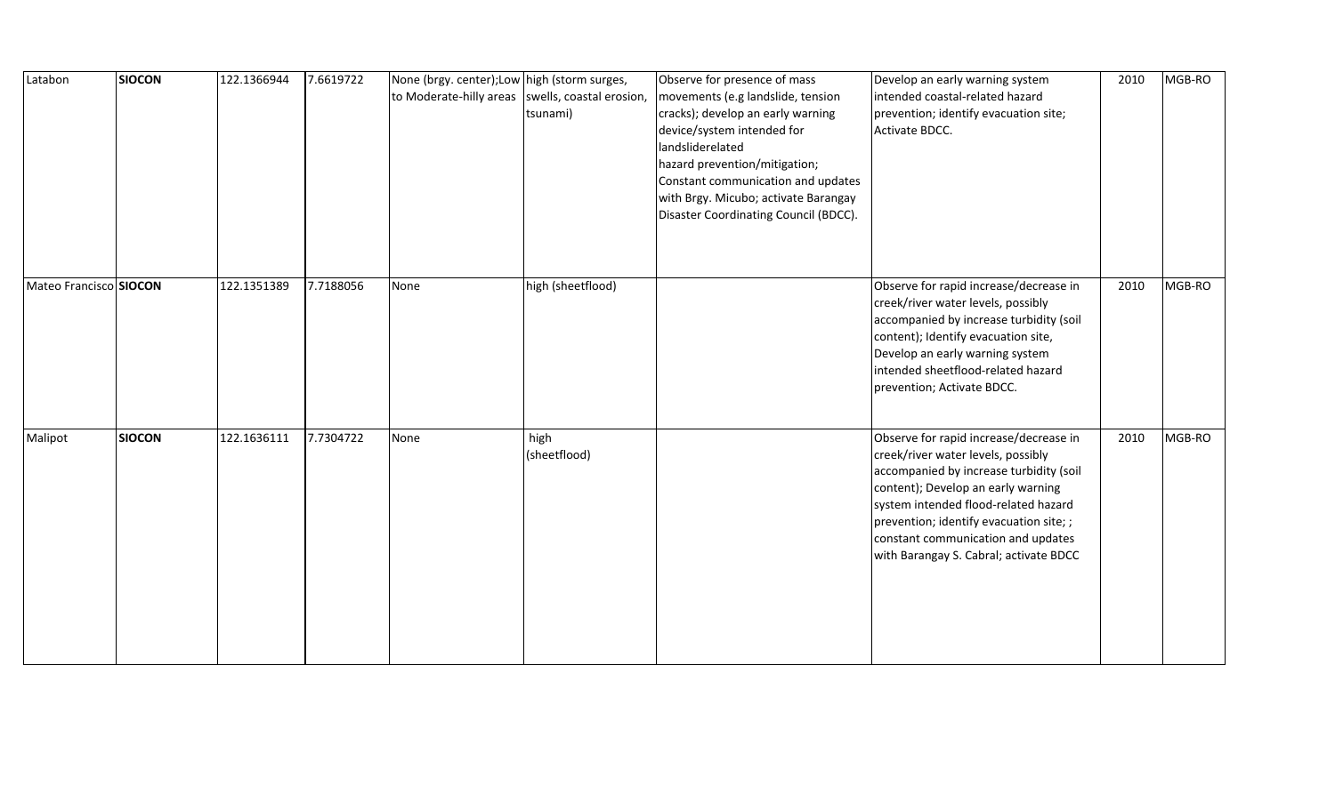| Latabon | **SIOCON** | 122.1366944 | 7.6619722 | None (brgy. center);Low to Moderate-hilly areas | high (storm surges, swells, coastal erosion, tsunami) | Observe for presence of mass movements (e.g landslide, tension cracks); develop an early warning device/system intended for landsliderelated hazard prevention/mitigation; Constant communication and updates with Brgy. Micubo; activate Barangay Disaster Coordinating Council (BDCC). | Develop an early warning system intended coastal-related hazard prevention; identify evacuation site; Activate BDCC. | 2010 | MGB-RO |
|---|---|---|---|---|---|---|---|---|---|
| Mateo Francisco | **SIOCON** | 122.1351389 | 7.7188056 | None | high (sheetflood) | | Observe for rapid increase/decrease in creek/river water levels, possibly accompanied by increase turbidity (soil content); Identify evacuation site, Develop an early warning system intended sheetflood-related hazard prevention; Activate BDCC. | 2010 | MGB-RO |
| Malipot | **SIOCON** | 122.1636111 | 7.7304722 | None | high (sheetflood) | | Observe for rapid increase/decrease in creek/river water levels, possibly accompanied by increase turbidity (soil content); Develop an early warning system intended flood-related hazard prevention; identify evacuation site; ; constant communication and updates with Barangay S. Cabral; activate BDCC | 2010 | MGB-RO |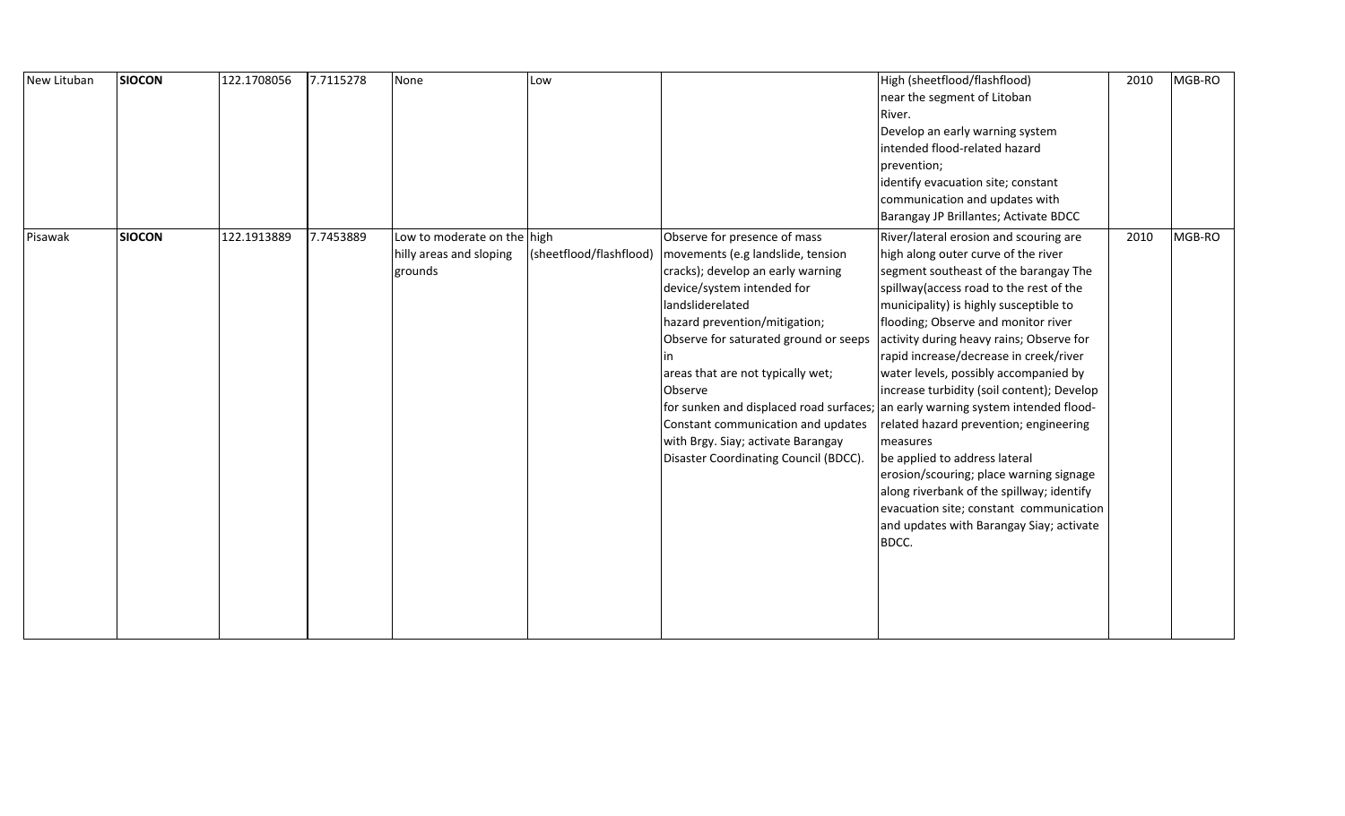| New Lituban | **SIOCON** | 122.1708056 | 7.7115278 | None | Low | | High (sheetflood/flashflood) near the segment of Litoban River. Develop an early warning system intended flood-related hazard prevention; identify evacuation site; constant communication and updates with Barangay JP Brillantes; Activate BDCC | 2010 | MGB-RO |
|---|---|---|---|---|---|---|---|---|---|
| Pisawak | **SIOCON** | 122.1913889 | 7.7453889 | Low to moderate on the hilly areas and sloping grounds | high (sheetflood/flashflood) | Observe for presence of mass movements (e.g landslide, tension cracks); develop an early warning device/system intended for landsliderelated hazard prevention/mitigation; Observe for saturated ground or seeps in areas that are not typically wet; Observe for sunken and displaced road surfaces; Constant communication and updates with Brgy. Siay; activate Barangay Disaster Coordinating Council (BDCC). | River/lateral erosion and scouring are high along outer curve of the river segment southeast of the barangay The spillway(access road to the rest of the municipality) is highly susceptible to flooding; Observe and monitor river activity during heavy rains; Observe for rapid increase/decrease in creek/river water levels, possibly accompanied by increase turbidity (soil content); Develop an early warning system intended flood-related hazard prevention; engineering measures be applied to address lateral erosion/scouring; place warning signage along riverbank of the spillway; identify evacuation site; constant communication and updates with Barangay Siay; activate BDCC. | 2010 | MGB-RO |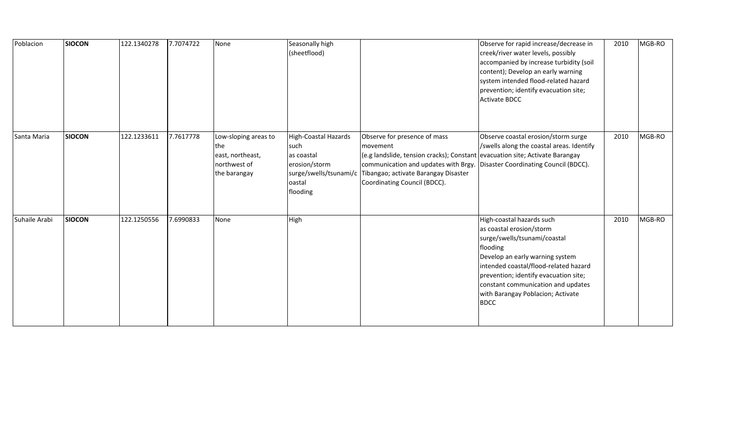| Poblacion | **SIOCON** | 122.1340278 | 7.7074722 | None | Seasonally high (sheetflood) | | Observe for rapid increase/decrease in creek/river water levels, possibly accompanied by increase turbidity (soil content); Develop an early warning system intended flood-related hazard prevention; identify evacuation site; Activate BDCC | 2010 | MGB-RO |
|---|---|---|---|---|---|---|---|---|---|
| Santa Maria | **SIOCON** | 122.1233611 | 7.7617778 | Low-sloping areas to the east, northeast, northwest of the barangay | High-Coastal Hazards such as coastal erosion/storm surge/swells/tsunami/coastal flooding | Observe for presence of mass movement (e.g landslide, tension cracks); Constant communication and updates with Brgy. Tibangao; activate Barangay Disaster Coordinating Council (BDCC). | Observe coastal erosion/storm surge /swells along the coastal areas. Identify evacuation site; Activate Barangay Disaster Coordinating Council (BDCC). | 2010 | MGB-RO |
| Suhaile Arabi | **SIOCON** | 122.1250556 | 7.6990833 | None | High | | High-coastal hazards such as coastal erosion/storm surge/swells/tsunami/coastal flooding Develop an early warning system intended coastal/flood-related hazard prevention; identify evacuation site; constant communication and updates with Barangay Poblacion; Activate BDCC | 2010 | MGB-RO |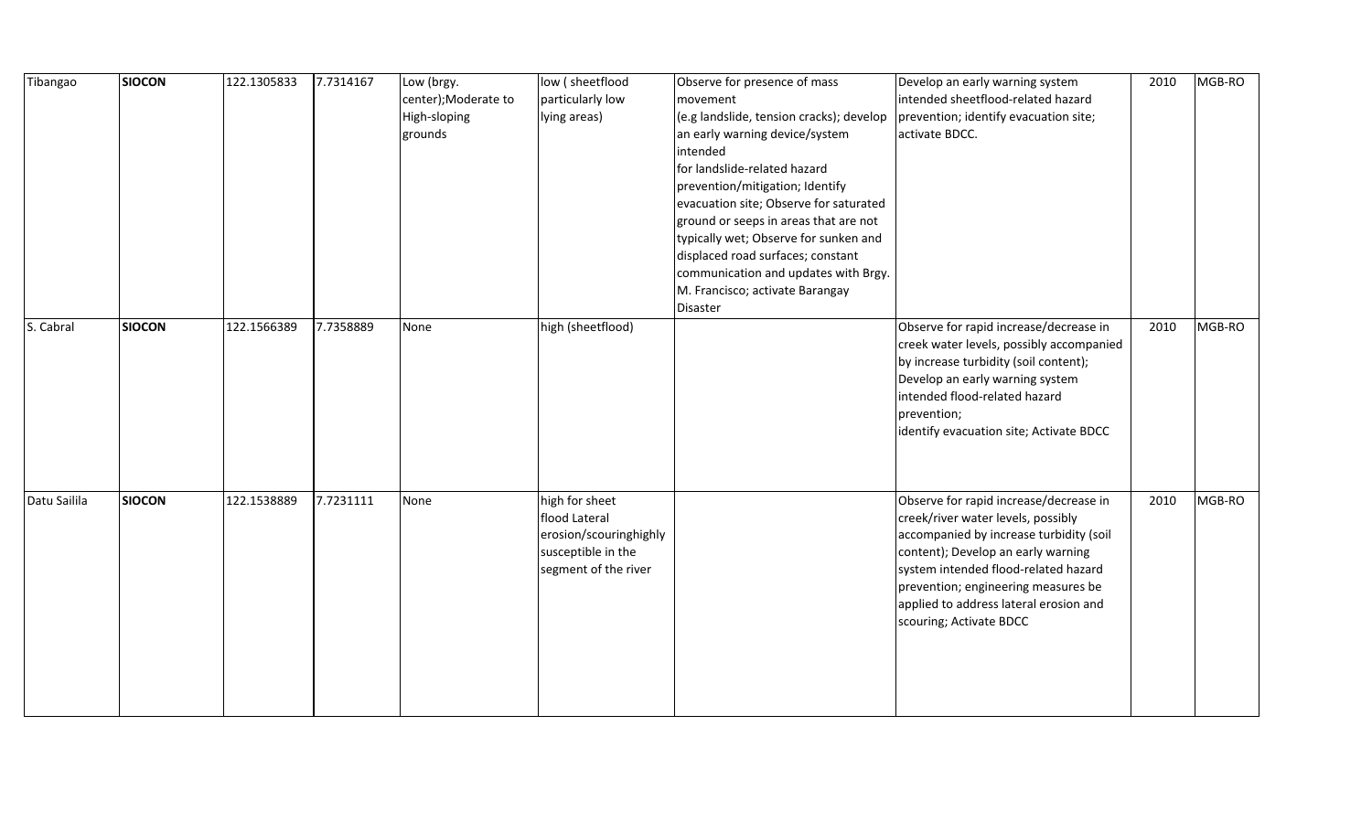| Tibangao | **SIOCON** | 122.1305833 | 7.7314167 | Low (brgy. center);Moderate to High-sloping grounds | low ( sheetflood particularly low lying areas) | Observe for presence of mass movement (e.g landslide, tension cracks); develop an early warning device/system intended for landslide-related hazard prevention/mitigation; Identify evacuation site; Observe for saturated ground or seeps in areas that are not typically wet; Observe for sunken and displaced road surfaces; constant communication and updates with Brgy. M. Francisco; activate Barangay Disaster | Develop an early warning system intended sheetflood-related hazard prevention; identify evacuation site; activate BDCC. | 2010 | MGB-RO |
|---|---|---|---|---|---|---|---|---|---|
| S. Cabral | **SIOCON** | 122.1566389 | 7.7358889 | None | high (sheetflood) | | Observe for rapid increase/decrease in creek water levels, possibly accompanied by increase turbidity (soil content); Develop an early warning system intended flood-related hazard prevention; identify evacuation site; Activate BDCC | 2010 | MGB-RO |
| Datu Sailila | **SIOCON** | 122.1538889 | 7.7231111 | None | high for sheet flood Lateral erosion/scouringhighly susceptible in the segment of the river | | Observe for rapid increase/decrease in creek/river water levels, possibly accompanied by increase turbidity (soil content); Develop an early warning system intended flood-related hazard prevention; engineering measures be applied to address lateral erosion and scouring; Activate BDCC | 2010 | MGB-RO |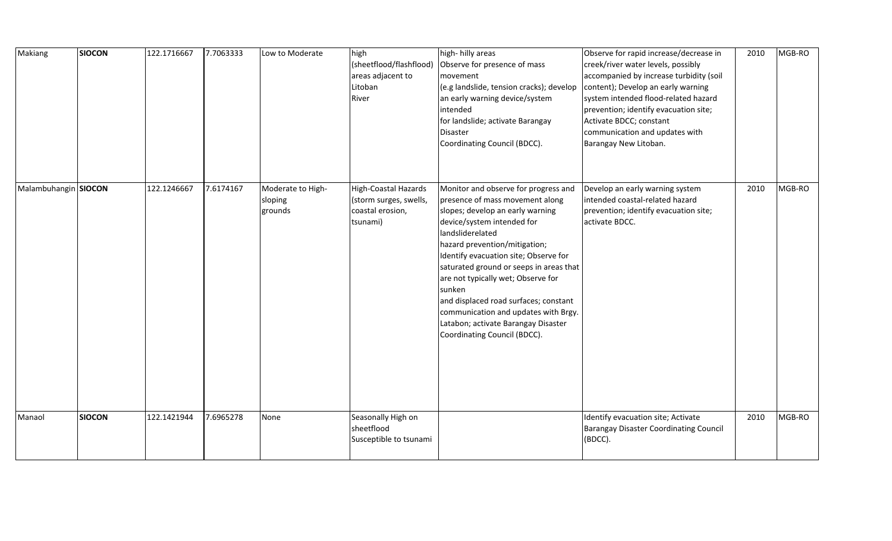| Makiang | **SIOCON** | 122.1716667 | 7.7063333 | Low to Moderate | high (sheetflood/flashflood) areas adjacent to Litoban River | high- hilly areas Observe for presence of mass movement (e.g landslide, tension cracks); develop an early warning device/system intended for landslide; activate Barangay Disaster Coordinating Council (BDCC). | Observe for rapid increase/decrease in creek/river water levels, possibly accompanied by increase turbidity (soil content); Develop an early warning system intended flood-related hazard prevention; identify evacuation site; Activate BDCC; constant communication and updates with Barangay New Litoban. | 2010 | MGB-RO |
|---|---|---|---|---|---|---|---|---|---|
| Malambuhangin | **SIOCON** | 122.1246667 | 7.6174167 | Moderate to High-sloping grounds | High-Coastal Hazards (storm surges, swells, coastal erosion, tsunami) | Monitor and observe for progress and presence of mass movement along slopes; develop an early warning device/system intended for landsliderelated hazard prevention/mitigation; Identify evacuation site; Observe for saturated ground or seeps in areas that are not typically wet; Observe for sunken and displaced road surfaces; constant communication and updates with Brgy. Latabon; activate Barangay Disaster Coordinating Council (BDCC). | Develop an early warning system intended coastal-related hazard prevention; identify evacuation site; activate BDCC. | 2010 | MGB-RO |
| Manaol | **SIOCON** | 122.1421944 | 7.6965278 | None | Seasonally High on sheetflood Susceptible to tsunami | | Identify evacuation site; Activate Barangay Disaster Coordinating Council (BDCC). | 2010 | MGB-RO |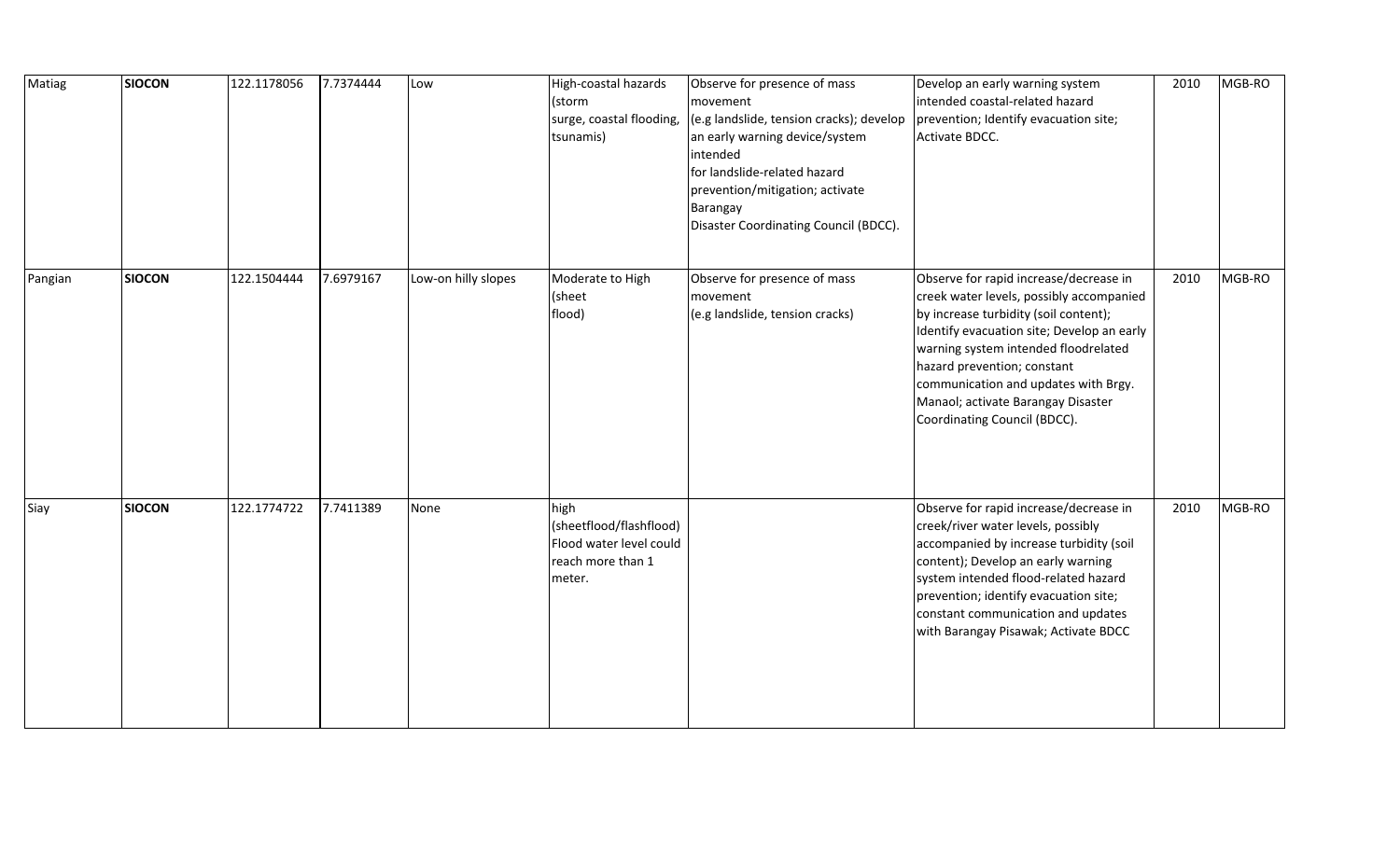| Matiag | **SIOCON** | 122.1178056 | 7.7374444 | Low | High-coastal hazards (storm surge, coastal flooding, tsunamis) | Observe for presence of mass movement (e.g landslide, tension cracks); develop an early warning device/system intended for landslide-related hazard prevention/mitigation; activate Barangay Disaster Coordinating Council (BDCC). | Develop an early warning system intended coastal-related hazard prevention; Identify evacuation site; Activate BDCC. | 2010 | MGB-RO |
|---|---|---|---|---|---|---|---|---|---|
| Pangian | **SIOCON** | 122.1504444 | 7.6979167 | Low-on hilly slopes | Moderate to High (sheet flood) | Observe for presence of mass movement (e.g landslide, tension cracks) | Observe for rapid increase/decrease in creek water levels, possibly accompanied by increase turbidity (soil content); Identify evacuation site; Develop an early warning system intended floodrelated hazard prevention; constant communication and updates with Brgy. Manaol; activate Barangay Disaster Coordinating Council (BDCC). | 2010 | MGB-RO |
| Siay | **SIOCON** | 122.1774722 | 7.7411389 | None | high (sheetflood/flashflood) Flood water level could reach more than 1 meter. | | Observe for rapid increase/decrease in creek/river water levels, possibly accompanied by increase turbidity (soil content); Develop an early warning system intended flood-related hazard prevention; identify evacuation site; constant communication and updates with Barangay Pisawak; Activate BDCC | 2010 | MGB-RO |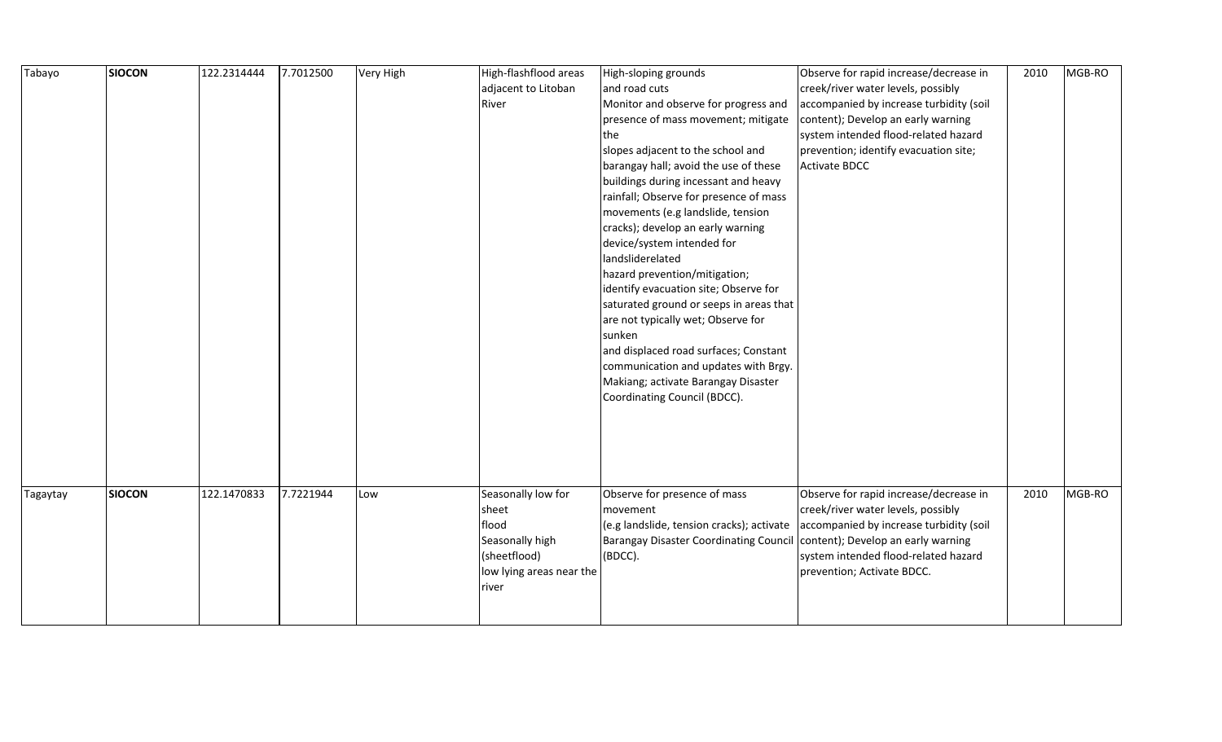| | | | | | | | | | |
|---|---|---|---|---|---|---|---|---|---|
| Tabayo | **SIOCON** | 122.2314444 | 7.7012500 | Very High | High-flashflood areas adjacent to Litoban River | High-sloping grounds and road cuts Monitor and observe for progress and presence of mass movement; mitigate the slopes adjacent to the school and barangay hall; avoid the use of these buildings during incessant and heavy rainfall; Observe for presence of mass movements (e.g landslide, tension cracks); develop an early warning device/system intended for landsliderelated hazard prevention/mitigation; identify evacuation site; Observe for saturated ground or seeps in areas that are not typically wet; Observe for sunken and displaced road surfaces; Constant communication and updates with Brgy. Makiang; activate Barangay Disaster Coordinating Council (BDCC). | Observe for rapid increase/decrease in creek/river water levels, possibly accompanied by increase turbidity (soil content); Develop an early warning system intended flood-related hazard prevention; identify evacuation site; Activate BDCC | 2010 | MGB-RO |
| Tagaytay | **SIOCON** | 122.1470833 | 7.7221944 | Low | Seasonally low for sheet flood Seasonally high (sheetflood) low lying areas near the river | Observe for presence of mass movement (e.g landslide, tension cracks); activate Barangay Disaster Coordinating Council (BDCC). | Observe for rapid increase/decrease in creek/river water levels, possibly accompanied by increase turbidity (soil content); Develop an early warning system intended flood-related hazard prevention; Activate BDCC. | 2010 | MGB-RO |